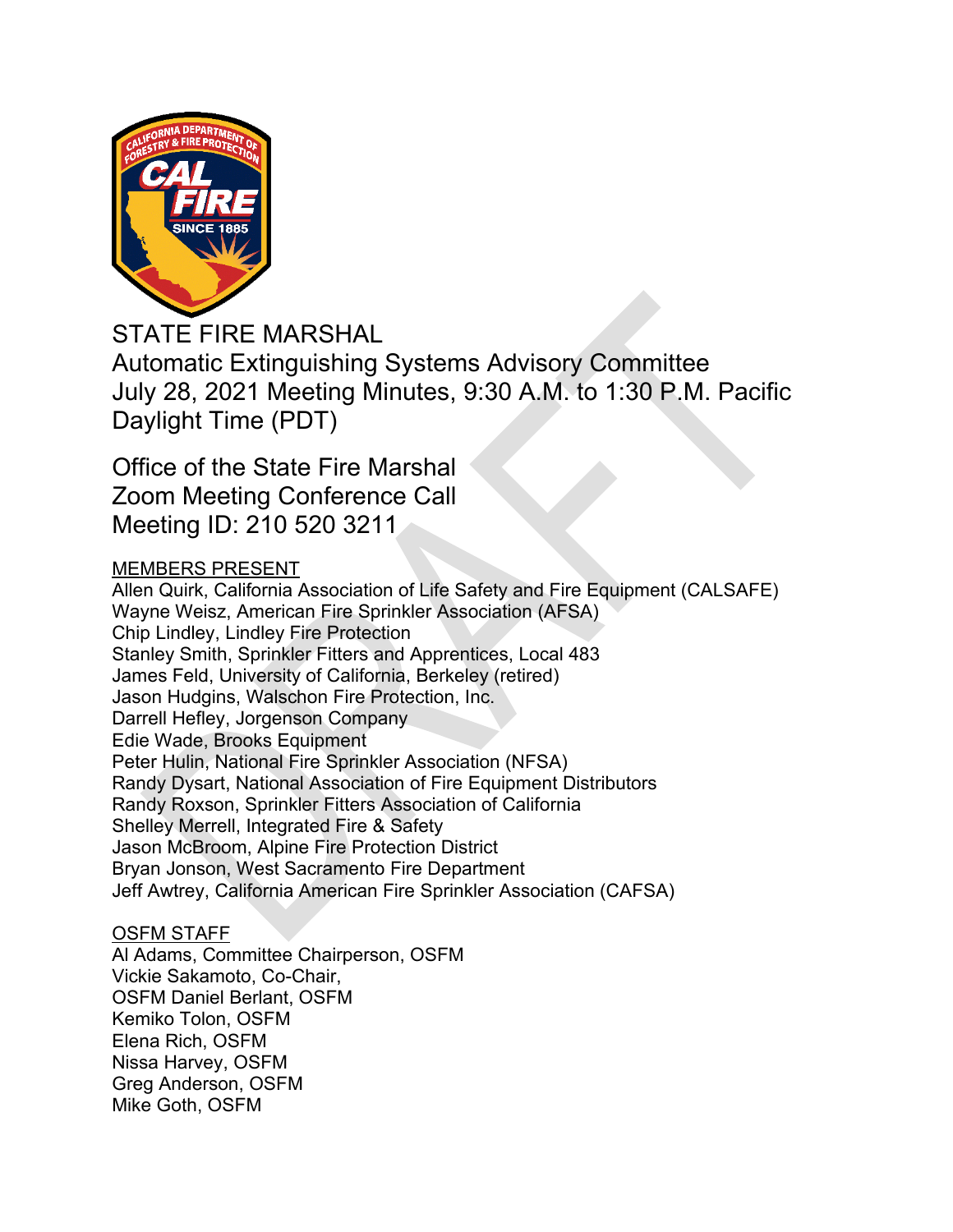# STATE FIRE MARSHAL

## Automatic Extinguishing Systems Advisory Committee

## July 28, 2021 Meeting Minutes, 9:30 A.M. to 1:30 P.M. Pacific Daylight Time (PDT)

Office of the State Fire Marshal
Zoom Meeting Conference Call
Meeting ID: 210 520 3211

MEMBERS PRESENT

Allen Quirk, California Association of Life Safety and Fire Equipment (CALSAFE)
Wayne Weisz, American Fire Sprinkler Association (AFSA)
Chip Lindley, Lindley Fire Protection
Stanley Smith, Sprinkler Fitters and Apprentices, Local 483
James Feld, University of California, Berkeley (retired)
Jason Hudgins, Walschon Fire Protection, Inc.
Darrell Hefley, Jorgenson Company
Edie Wade, Brooks Equipment
Peter Hulin, National Fire Sprinkler Association (NFSA)
Randy Dysart, National Association of Fire Equipment Distributors
Randy Roxson, Sprinkler Fitters Association of California
Shelley Merrell, Integrated Fire & Safety
Jason McBroom, Alpine Fire Protection District
Bryan Jonson, West Sacramento Fire Department
Jeff Awtrey, California American Fire Sprinkler Association (CAFSA)

OSFM STAFF

Al Adams, Committee Chairperson, OSFM
Vickie Sakamoto, Co-Chair,
OSFM Daniel Berlant, OSFM
Kemiko Tolon, OSFM
Elena Rich, OSFM
Nissa Harvey, OSFM
Greg Anderson, OSFM
Mike Goth, OSFM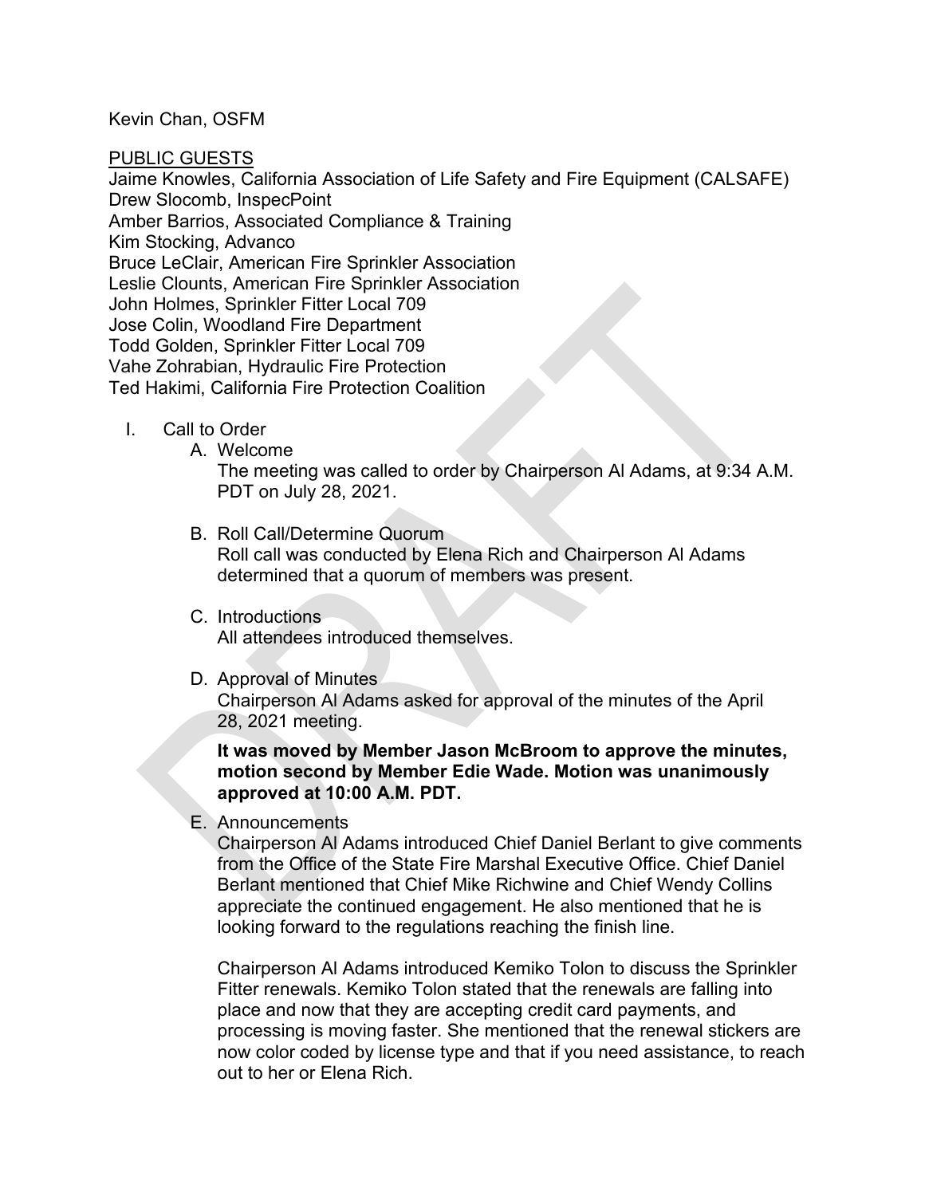Kevin Chan, OSFM

PUBLIC GUESTS

Jaime Knowles, California Association of Life Safety and Fire Equipment (CALSAFE)
Drew Slocomb, InspecPoint
Amber Barrios, Associated Compliance & Training
Kim Stocking, Advanco
Bruce LeClair, American Fire Sprinkler Association
Leslie Clounts, American Fire Sprinkler Association
John Holmes, Sprinkler Fitter Local 709
Jose Colin, Woodland Fire Department
Todd Golden, Sprinkler Fitter Local 709
Vahe Zohrabian, Hydraulic Fire Protection
Ted Hakimi, California Fire Protection Coalition

I. Call to Order

A. Welcome

The meeting was called to order by Chairperson Al Adams, at 9:34 A.M. PDT on July 28, 2021.

B. Roll Call/Determine Quorum

Roll call was conducted by Elena Rich and Chairperson Al Adams determined that a quorum of members was present.

C. Introductions

All attendees introduced themselves.

D. Approval of Minutes

Chairperson Al Adams asked for approval of the minutes of the April 28, 2021 meeting.

**It was moved by Member Jason McBroom to approve the minutes, motion second by Member Edie Wade. Motion was unanimously approved at 10:00 A.M. PDT.**

E. Announcements

Chairperson Al Adams introduced Chief Daniel Berlant to give comments from the Office of the State Fire Marshal Executive Office. Chief Daniel Berlant mentioned that Chief Mike Richwine and Chief Wendy Collins appreciate the continued engagement. He also mentioned that he is looking forward to the regulations reaching the finish line.

Chairperson Al Adams introduced Kemiko Tolon to discuss the Sprinkler Fitter renewals. Kemiko Tolon stated that the renewals are falling into place and now that they are accepting credit card payments, and processing is moving faster. She mentioned that the renewal stickers are now color coded by license type and that if you need assistance, to reach out to her or Elena Rich.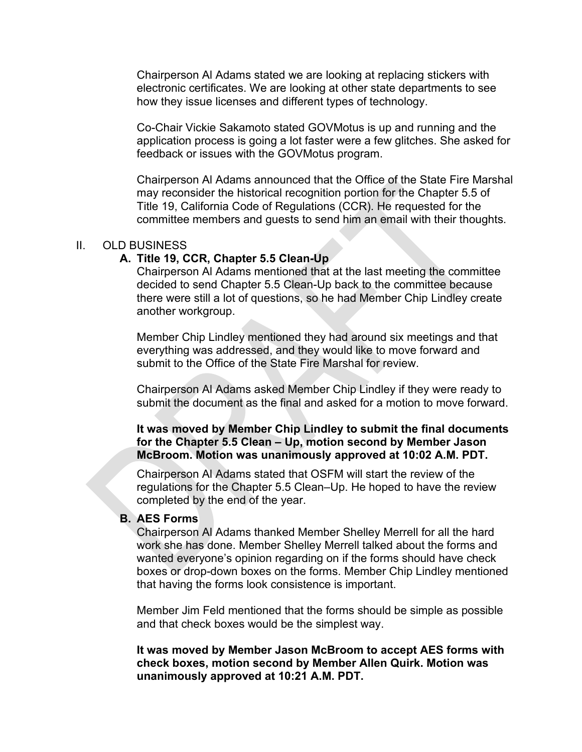Chairperson Al Adams stated we are looking at replacing stickers with electronic certificates. We are looking at other state departments to see how they issue licenses and different types of technology.

Co-Chair Vickie Sakamoto stated GOVMotus is up and running and the application process is going a lot faster were a few glitches. She asked for feedback or issues with the GOVMotus program.

Chairperson Al Adams announced that the Office of the State Fire Marshal may reconsider the historical recognition portion for the Chapter 5.5 of Title 19, California Code of Regulations (CCR). He requested for the committee members and guests to send him an email with their thoughts.

II. OLD BUSINESS

**A. Title 19, CCR, Chapter 5.5 Clean-Up**

Chairperson Al Adams mentioned that at the last meeting the committee decided to send Chapter 5.5 Clean-Up back to the committee because there were still a lot of questions, so he had Member Chip Lindley create another workgroup.

Member Chip Lindley mentioned they had around six meetings and that everything was addressed, and they would like to move forward and submit to the Office of the State Fire Marshal for review.

Chairperson Al Adams asked Member Chip Lindley if they were ready to submit the document as the final and asked for a motion to move forward.

**It was moved by Member Chip Lindley to submit the final documents for the Chapter 5.5 Clean – Up, motion second by Member Jason McBroom. Motion was unanimously approved at 10:02 A.M. PDT.**

Chairperson Al Adams stated that OSFM will start the review of the regulations for the Chapter 5.5 Clean–Up. He hoped to have the review completed by the end of the year.

**B. AES Forms**

Chairperson Al Adams thanked Member Shelley Merrell for all the hard work she has done. Member Shelley Merrell talked about the forms and wanted everyone's opinion regarding on if the forms should have check boxes or drop-down boxes on the forms. Member Chip Lindley mentioned that having the forms look consistence is important.

Member Jim Feld mentioned that the forms should be simple as possible and that check boxes would be the simplest way.

**It was moved by Member Jason McBroom to accept AES forms with check boxes, motion second by Member Allen Quirk. Motion was unanimously approved at 10:21 A.M. PDT.**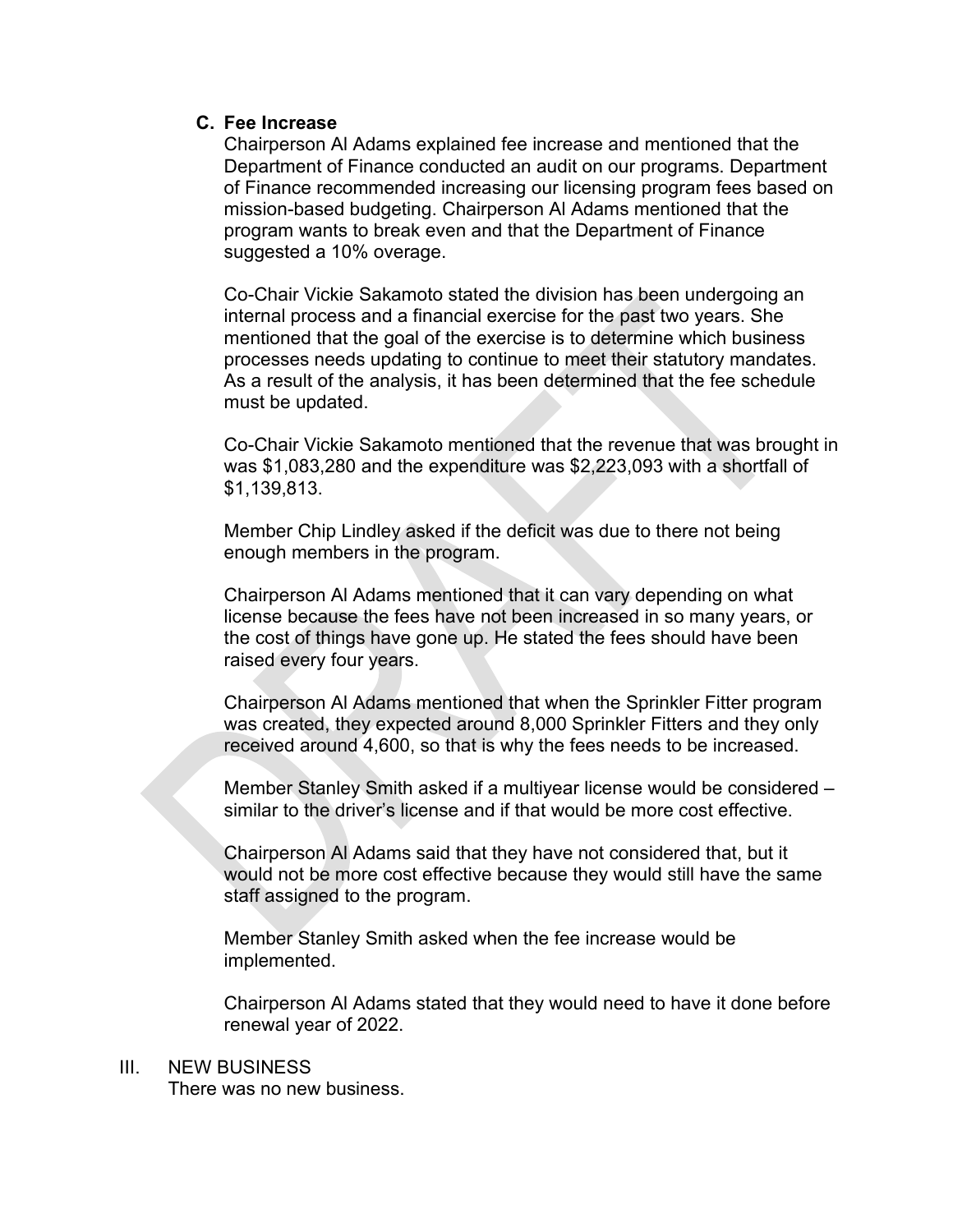### C. Fee Increase

Chairperson Al Adams explained fee increase and mentioned that the Department of Finance conducted an audit on our programs. Department of Finance recommended increasing our licensing program fees based on mission-based budgeting. Chairperson Al Adams mentioned that the program wants to break even and that the Department of Finance suggested a 10% overage.

Co-Chair Vickie Sakamoto stated the division has been undergoing an internal process and a financial exercise for the past two years. She mentioned that the goal of the exercise is to determine which business processes needs updating to continue to meet their statutory mandates. As a result of the analysis, it has been determined that the fee schedule must be updated.

Co-Chair Vickie Sakamoto mentioned that the revenue that was brought in was $1,083,280 and the expenditure was $2,223,093 with a shortfall of $1,139,813.

Member Chip Lindley asked if the deficit was due to there not being enough members in the program.

Chairperson Al Adams mentioned that it can vary depending on what license because the fees have not been increased in so many years, or the cost of things have gone up. He stated the fees should have been raised every four years.

Chairperson Al Adams mentioned that when the Sprinkler Fitter program was created, they expected around 8,000 Sprinkler Fitters and they only received around 4,600, so that is why the fees needs to be increased.

Member Stanley Smith asked if a multiyear license would be considered – similar to the driver's license and if that would be more cost effective.

Chairperson Al Adams said that they have not considered that, but it would not be more cost effective because they would still have the same staff assigned to the program.

Member Stanley Smith asked when the fee increase would be implemented.

Chairperson Al Adams stated that they would need to have it done before renewal year of 2022.

## III. NEW BUSINESS

There was no new business.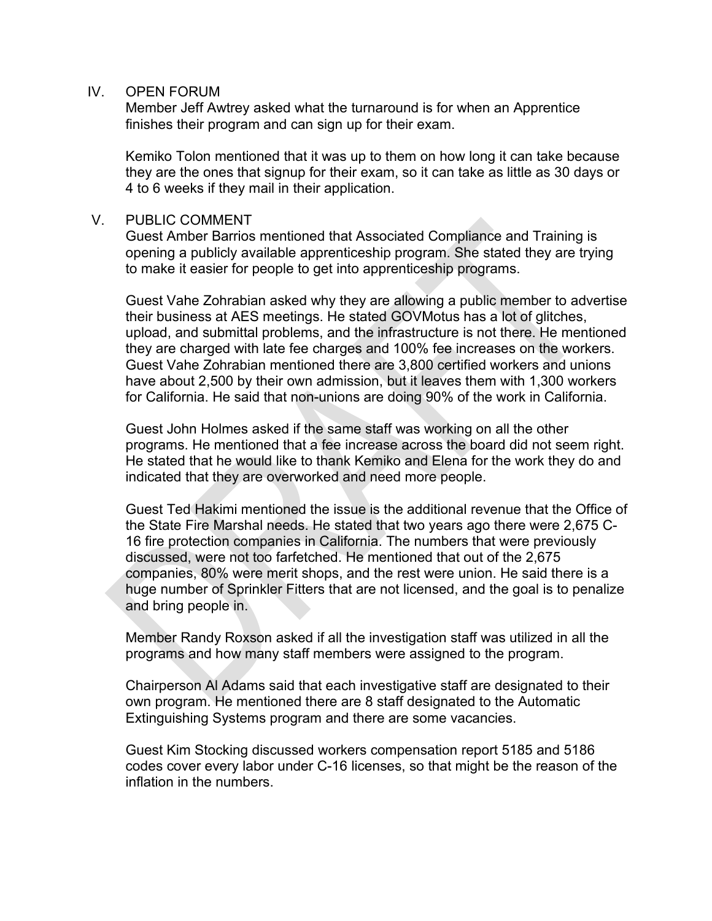IV. OPEN FORUM

Member Jeff Awtrey asked what the turnaround is for when an Apprentice finishes their program and can sign up for their exam.

Kemiko Tolon mentioned that it was up to them on how long it can take because they are the ones that signup for their exam, so it can take as little as 30 days or 4 to 6 weeks if they mail in their application.

V. PUBLIC COMMENT

Guest Amber Barrios mentioned that Associated Compliance and Training is opening a publicly available apprenticeship program. She stated they are trying to make it easier for people to get into apprenticeship programs.

Guest Vahe Zohrabian asked why they are allowing a public member to advertise their business at AES meetings. He stated GOVMotus has a lot of glitches, upload, and submittal problems, and the infrastructure is not there. He mentioned they are charged with late fee charges and 100% fee increases on the workers. Guest Vahe Zohrabian mentioned there are 3,800 certified workers and unions have about 2,500 by their own admission, but it leaves them with 1,300 workers for California. He said that non-unions are doing 90% of the work in California.

Guest John Holmes asked if the same staff was working on all the other programs. He mentioned that a fee increase across the board did not seem right. He stated that he would like to thank Kemiko and Elena for the work they do and indicated that they are overworked and need more people.

Guest Ted Hakimi mentioned the issue is the additional revenue that the Office of the State Fire Marshal needs. He stated that two years ago there were 2,675 C-16 fire protection companies in California. The numbers that were previously discussed, were not too farfetched. He mentioned that out of the 2,675 companies, 80% were merit shops, and the rest were union. He said there is a huge number of Sprinkler Fitters that are not licensed, and the goal is to penalize and bring people in.

Member Randy Roxson asked if all the investigation staff was utilized in all the programs and how many staff members were assigned to the program.

Chairperson Al Adams said that each investigative staff are designated to their own program. He mentioned there are 8 staff designated to the Automatic Extinguishing Systems program and there are some vacancies.

Guest Kim Stocking discussed workers compensation report 5185 and 5186 codes cover every labor under C-16 licenses, so that might be the reason of the inflation in the numbers.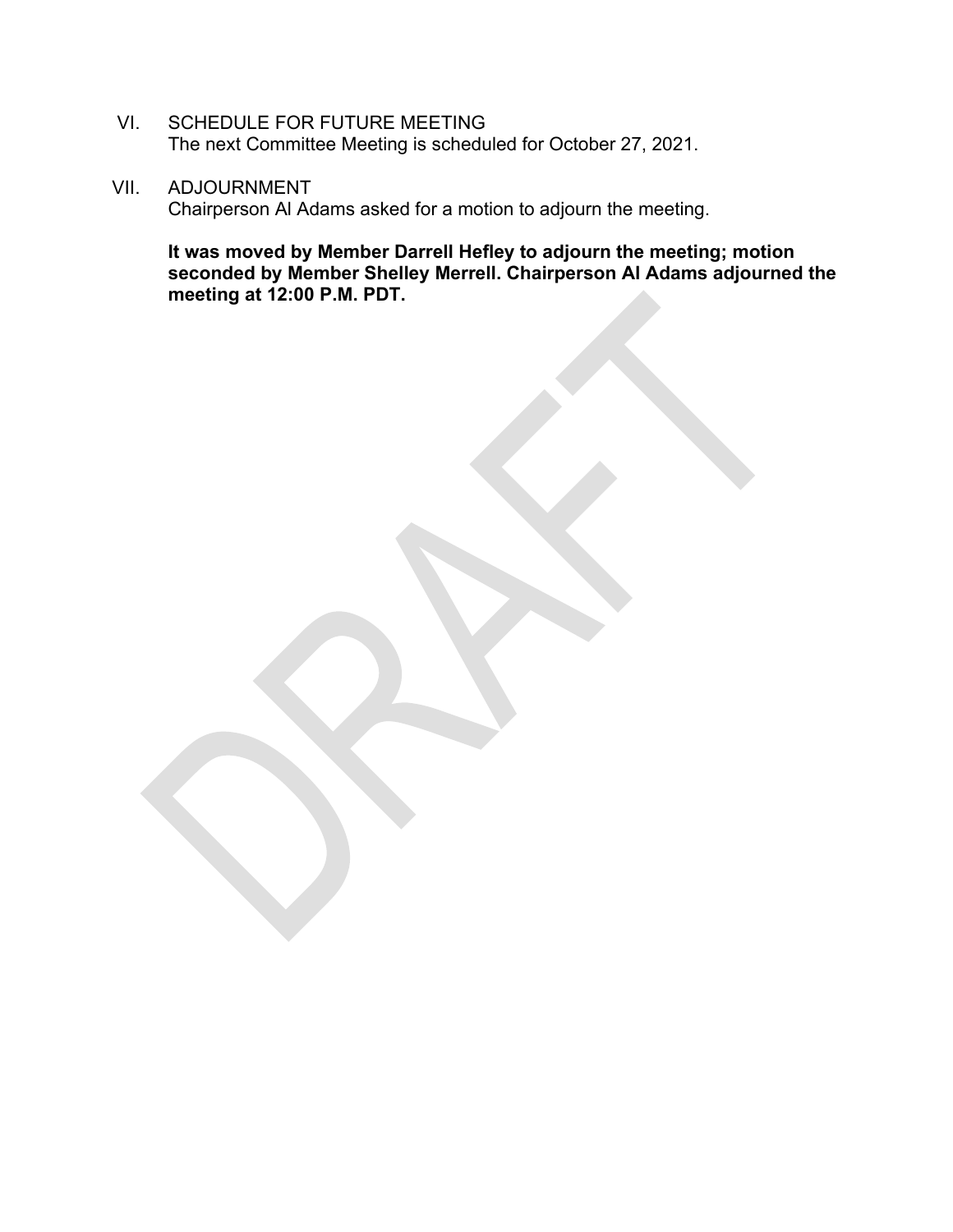VI. SCHEDULE FOR FUTURE MEETING

The next Committee Meeting is scheduled for October 27, 2021.

VII. ADJOURNMENT

Chairperson Al Adams asked for a motion to adjourn the meeting.

**It was moved by Member Darrell Hefley to adjourn the meeting; motion seconded by Member Shelley Merrell. Chairperson Al Adams adjourned the meeting at 12:00 P.M. PDT.**

DRAFT